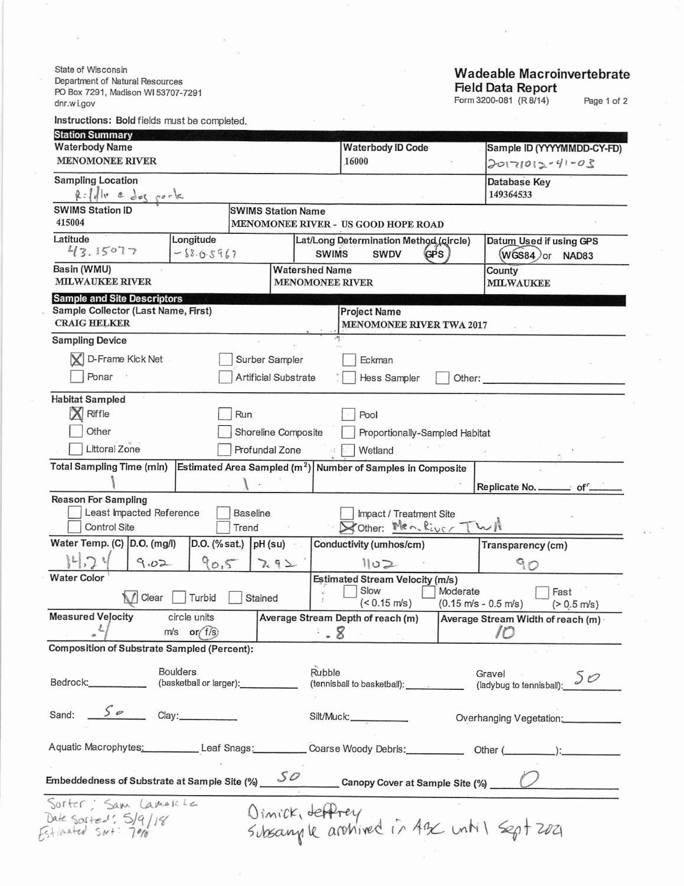State of Wisconsin
Department of Natural Resources
PO Box 7291, Madison WI 53707-7291
dnr.wi.gov

# Wadeable Macroinvertebrate Field Data Report

Form 3200-081 (R 8/14)

**Instructions: Bold fields must be completed.**

## Station Summary

| **Waterbody Name** | **Waterbody ID Code** | **Sample ID (YYYYMMDD-CY-FD)** |
|---|---|---|
| MENOMONEE RIVER | 16000 | 20171012-41-03 |

| **Sampling Location** | **Database Key** |
|---|---|
| Riffle @ dog park | 149364533 |

| **SWIMS Station ID** | **SWIMS Station Name** |
|---|---|
| 415004 | MENOMONEE RIVER - US GOOD HOPE ROAD |

| **Latitude** | **Longitude** | **Lat/Long Determination Method (circle)** | **Datum Used if using GPS** |
|---|---|---|---|
| 43.15077 | -88.05967 | SWIMS SWDV (GPS) circled | (WGS84) circled or NAD83 |

| **Basin (WMU)** | **Watershed Name** | **County** |
|---|---|---|
| MILWAUKEE RIVER | MENOMONEE RIVER | MILWAUKEE |

## Sample and Site Descriptors

| **Sample Collector (Last Name, First)** | **Project Name** |
|---|---|
| CRAIG HELKER | MENOMONEE RIVER TWA 2017 |

**Sampling Device**

- [x] D-Frame Kick Net
- [ ] Surber Sampler
- [ ] Eckman
- [ ] Ponar
- [ ] Artificial Substrate
- [ ] Hess Sampler
- [ ] Other: ______

**Habitat Sampled**

- [x] Riffle
- [ ] Run
- [ ] Pool
- [ ] Other
- [ ] Shoreline Composite
- [ ] Proportionally-Sampled Habitat
- [ ] Littoral Zone
- [ ] Profundal Zone
- [ ] Wetland

| **Total Sampling Time (min)** | **Estimated Area Sampled ($m^2$)** | **Number of Samples in Composite** | Replicate No. ___ of ___ |
|---|---|---|---|
| 1 | 1 | | |

**Reason For Sampling**

- [ ] Least Impacted Reference
- [ ] Baseline
- [ ] Impact / Treatment Site
- [ ] Control Site
- [ ] Trend
- [x] Other: Men. River TWA

| **Water Temp. (C)** | **D.O. (mg/l)** | **D.O. (% sat.)** | **pH (su)** | **Conductivity (umhos/cm)** | **Transparency (cm)** |
|---|---|---|---|---|---|
| 14.24 | 9.02 | 90.5 | 7.92 | 1102 | 90 |

**Water Color**

- [x] Clear
- [ ] Turbid
- [ ] Stained

**Estimated Stream Velocity (m/s)**

- [ ] Slow (< 0.15 m/s)
- [ ] Moderate (0.15 m/s - 0.5 m/s)
- [ ] Fast (> 0.5 m/s)

| **Measured Velocity** | circle units | **Average Stream Depth of reach (m)** | **Average Stream Width of reach (m)** |
|---|---|---|---|
| .4 | m/s or (f/s) circled | .8 | 10 |

**Composition of Substrate Sampled (Percent):**

Bedrock: ______ Boulders (basketball or larger): ______ Rubble (tennisball to basketball): ______ Gravel (ladybug to tennisball): 50

Sand: 50 Clay: ______ Silt/Muck: ______ Overhanging Vegetation: ______

Aquatic Macrophytes: ______ Leaf Snags: ______ Coarse Woody Debris: ______ Other (______): ______

**Embeddedness of Substrate at Sample Site (%)** 50 **Canopy Cover at Sample Site (%)** 0

Sorter: Sam Lamoske
Date Sorted: 5/9/18
Estimated Sort: 70%

Dimick, Jeffrey
Subsample archived in ABC until Sept 2021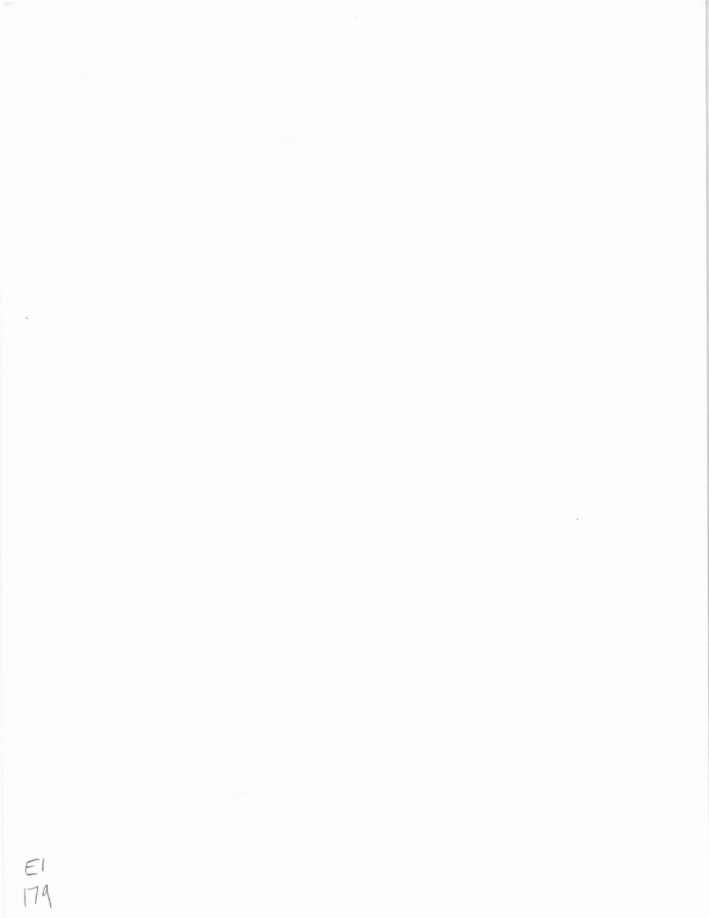E1
179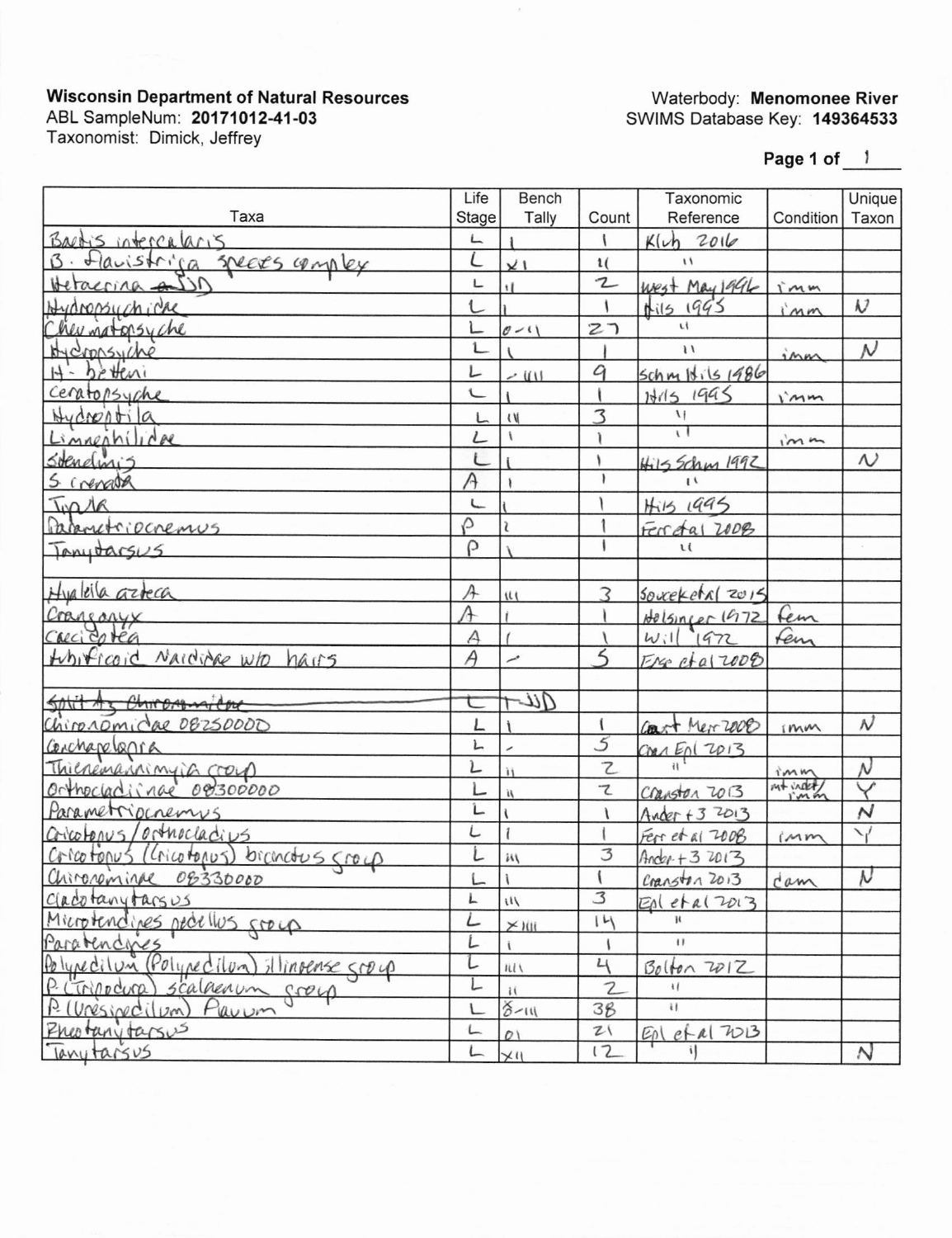**Wisconsin Department of Natural Resources**
ABL SampleNum: **20171012-41-03**
Taxonomist: Dimick, Jeffrey

Waterbody: **Menomonee River**
SWIMS Database Key: **149364533**

**Page 1 of 1**

| Taxa | Life Stage | Bench Tally | Count | Taxonomic Reference | Condition | Unique Taxon |
|---|---|---|---|---|---|---|
| Baetis intercalaris | L | I | 1 | Klub 2016 | | |
| B. flavistriga species complex | L | X I | 11 | " | | |
| ~~Heptagenia~~ Heptagenia ~~SJD~~ | L | II | 2 | West May 1996 | imm | |
| Hydropsychidae | L | I | 1 | Hils 1995 | imm | N |
| Cheumatopsyche | L | ⌀-II | 27 | " | | |
| Hydropsyche | L | I | 1 | " | imm | N |
| H. betteni | L | - IIII | 9 | Schm Hils 1986 | | |
| Ceratopsyche | L | I | 1 | Hils 1995 | imm | |
| Hydroptila | L | III | 3 | " | | |
| Limnephilidae | L | I | 1 | " | imm | |
| Stenelmis | L | I | 1 | Hils Schm 1992 | | N |
| S. crenata | A | I | 1 | " | | |
| Tipula | L | I | 1 | Hils 1995 | | |
| Parametriocnemus | P | I | 1 | Ferr et al 2008 | | |
| Tanytarsus | P | I | 1 | " | | |
| | | | | | | |
| Hyalella azteca | A | III | 3 | Soucek et al 2015 | | |
| Crangonyx | A | I | 1 | Holsinger 1972 | fem | |
| Caecidotea | A | I | 1 | Will 1972 | fem | |
| Tubificoid Naididae w/o hairs | A | - | 5 | Ense et al 2008 | | |
| | | | | | | |
| ~~Split As Chironomidae~~ | ~~L~~ | ~~I~~ JJD | | | | |
| Chironomidae 08250000 | L | I | 1 | Cast Mer 2008 | imm | N |
| Corynoneura | L | - | 5 | Cran Epl 2013 | | |
| Thienemannimyia group | L | II | 2 | " | imm | N |
| Orthocladiinae 08300000 | L | II | 2 | Cranston 2013 | not indet/ imm | Y |
| Parametriocnemus | L | I | 1 | Ander + 3 2013 | | N |
| Cricotopus/Orthocladius | L | I | 1 | Ferr et al 2008 | imm | Y |
| Cricotopus (Cricotopus) bicinctus group | L | III | 3 | Ander + 3 2013 | | |
| Chironominae 08330000 | L | I | 1 | Cranston 2013 | dam | N |
| Cladotanytarsus | L | III | 3 | Epl et al 2013 | | |
| Microtendipes pedellus group | L | X IIII | 14 | " | | |
| Paratendipes | L | I | 1 | " | | |
| Polypedilum (Polypedilum) illinoense group | L | IIII | 4 | Bolton 2012 | | |
| P. (Tripodura) scalaenum group | L | II | 2 | " | | |
| P. (Uresipedilum) flavum | L | 8-III | 38 | " | | |
| Rheotanytarsus | L | ⌀I | 21 | Epl et al 2013 | | |
| Tanytarsus | L | X II | 12 | " | | N |